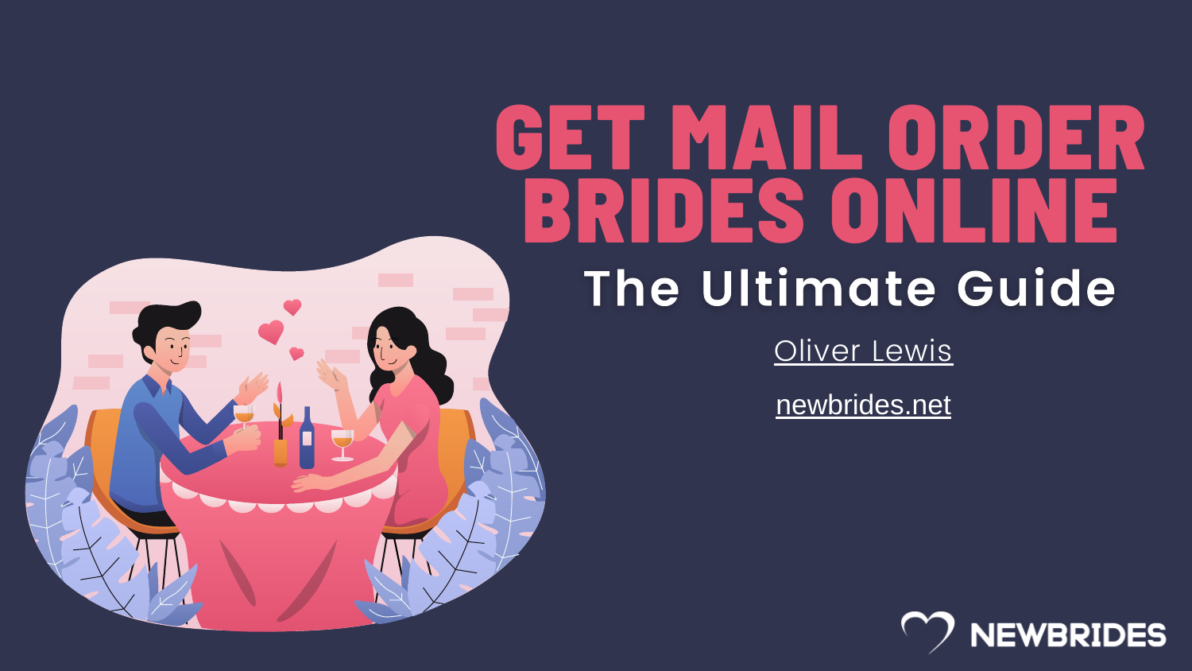# GET MAIL ORDER BRIDES ONLINE

## The Ultimate Guide

Oliver Lewis

newbrides.net

NEWBRIDES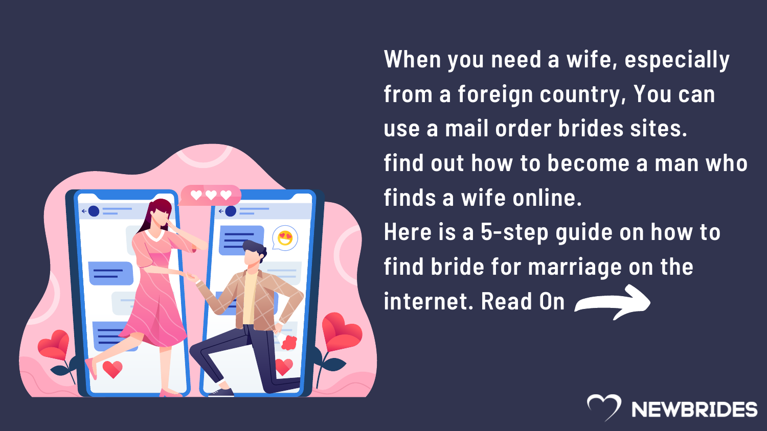When you need a wife, especially from a foreign country, You can use a mail order brides sites.
find out how to become a man who finds a wife online.
Here is a 5-step guide on how to find bride for marriage on the internet. Read On

NEWBRIDES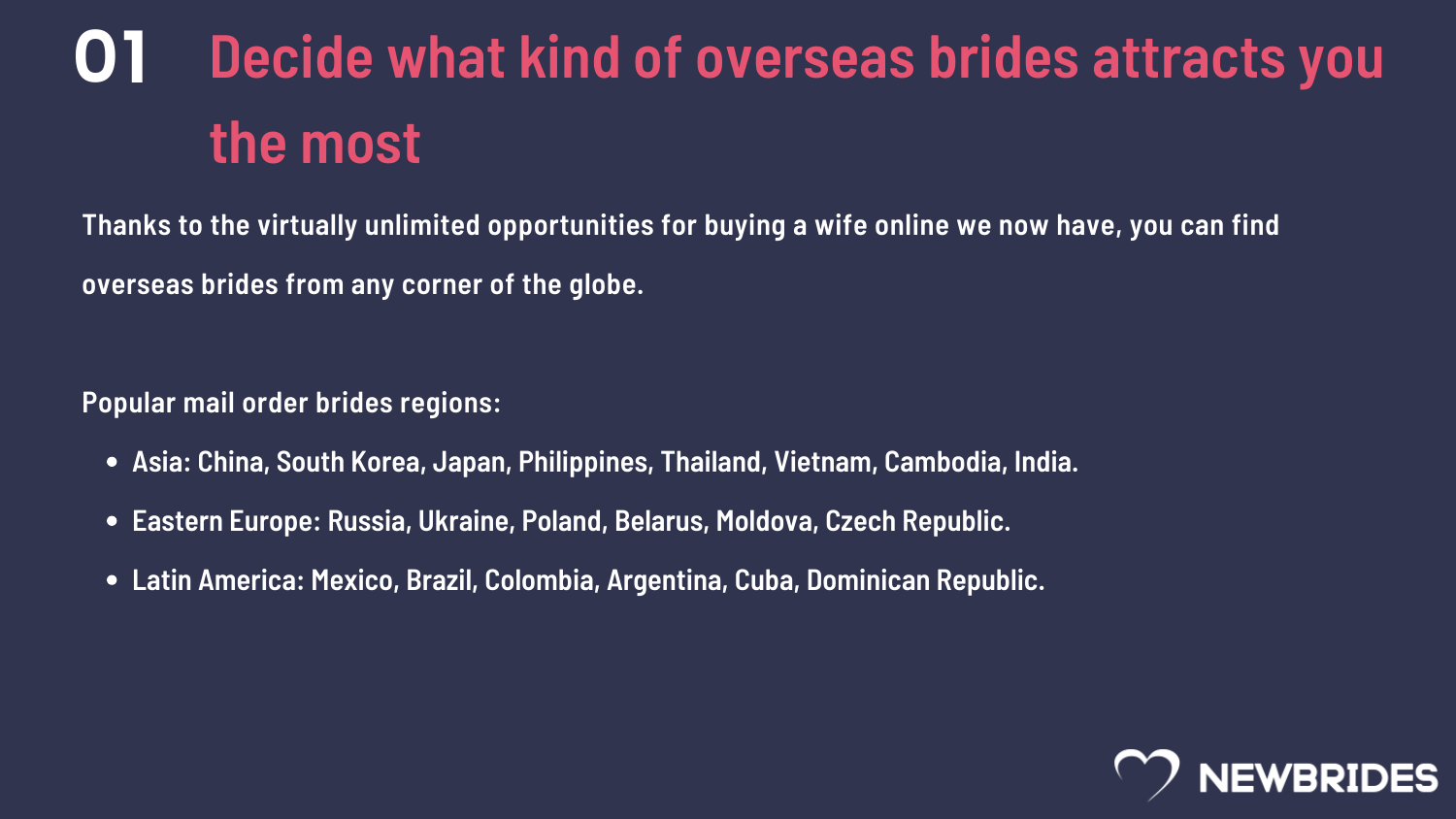## 01 Decide what kind of overseas brides attracts you the most

**Thanks to the virtually unlimited opportunities for buying a wife online we now have, you can find overseas brides from any corner of the globe.**

**Popular mail order brides regions:**

- **Asia: China, South Korea, Japan, Philippines, Thailand, Vietnam, Cambodia, India.**
- **Eastern Europe: Russia, Ukraine, Poland, Belarus, Moldova, Czech Republic.**
- **Latin America: Mexico, Brazil, Colombia, Argentina, Cuba, Dominican Republic.**

NEWBRIDES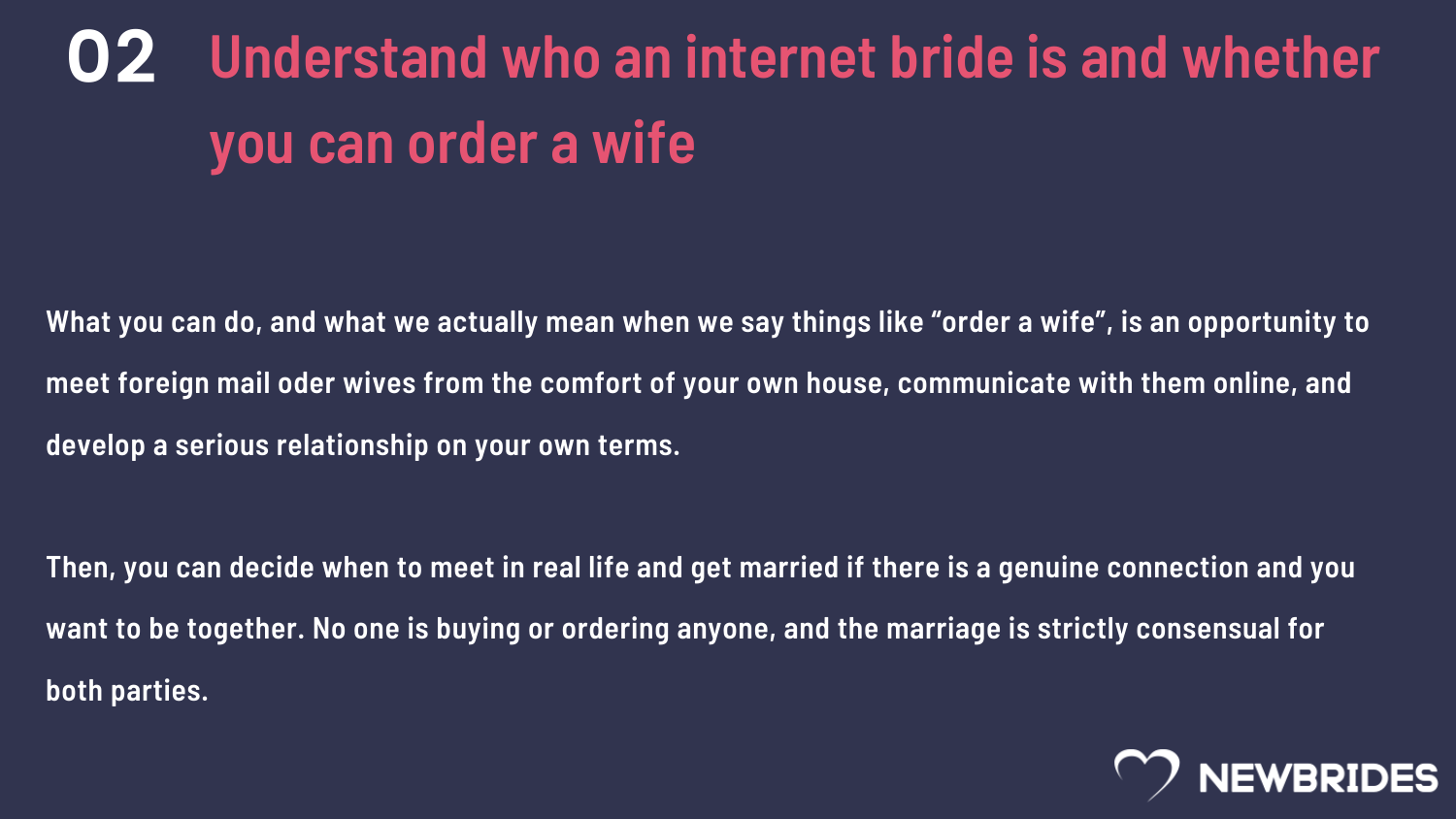## 02 Understand who an internet bride is and whether you can order a wife

What you can do, and what we actually mean when we say things like “order a wife”, is an opportunity to meet foreign mail oder wives from the comfort of your own house, communicate with them online, and develop a serious relationship on your own terms.

Then, you can decide when to meet in real life and get married if there is a genuine connection and you want to be together. No one is buying or ordering anyone, and the marriage is strictly consensual for both parties.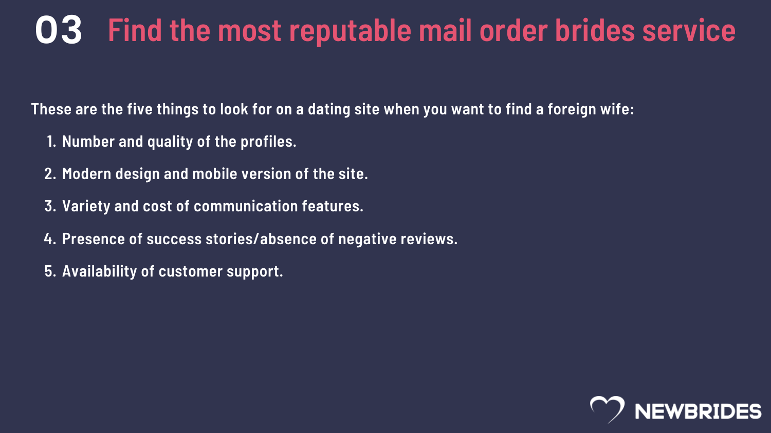# 03 Find the most reputable mail order brides service

These are the five things to look for on a dating site when you want to find a foreign wife:

1. Number and quality of the profiles.
2. Modern design and mobile version of the site.
3. Variety and cost of communication features.
4. Presence of success stories/absence of negative reviews.
5. Availability of customer support.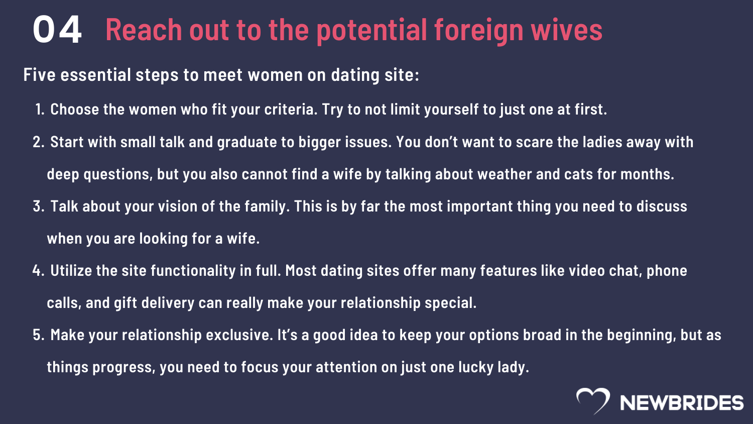# 04 Reach out to the potential foreign wives

**Five essential steps to meet women on dating site:**

1. Choose the women who fit your criteria. Try to not limit yourself to just one at first.
2. Start with small talk and graduate to bigger issues. You don't want to scare the ladies away with deep questions, but you also cannot find a wife by talking about weather and cats for months.
3. Talk about your vision of the family. This is by far the most important thing you need to discuss when you are looking for a wife.
4. Utilize the site functionality in full. Most dating sites offer many features like video chat, phone calls, and gift delivery can really make your relationship special.
5. Make your relationship exclusive. It's a good idea to keep your options broad in the beginning, but as things progress, you need to focus your attention on just one lucky lady.

NEWBRIDES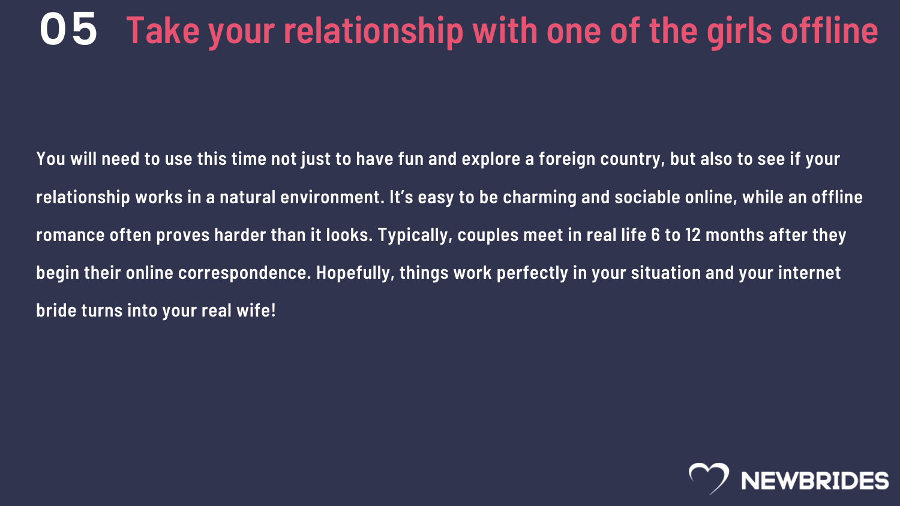## 05 Take your relationship with one of the girls offline

You will need to use this time not just to have fun and explore a foreign country, but also to see if your relationship works in a natural environment. It's easy to be charming and sociable online, while an offline romance often proves harder than it looks. Typically, couples meet in real life 6 to 12 months after they begin their online correspondence. Hopefully, things work perfectly in your situation and your internet bride turns into your real wife!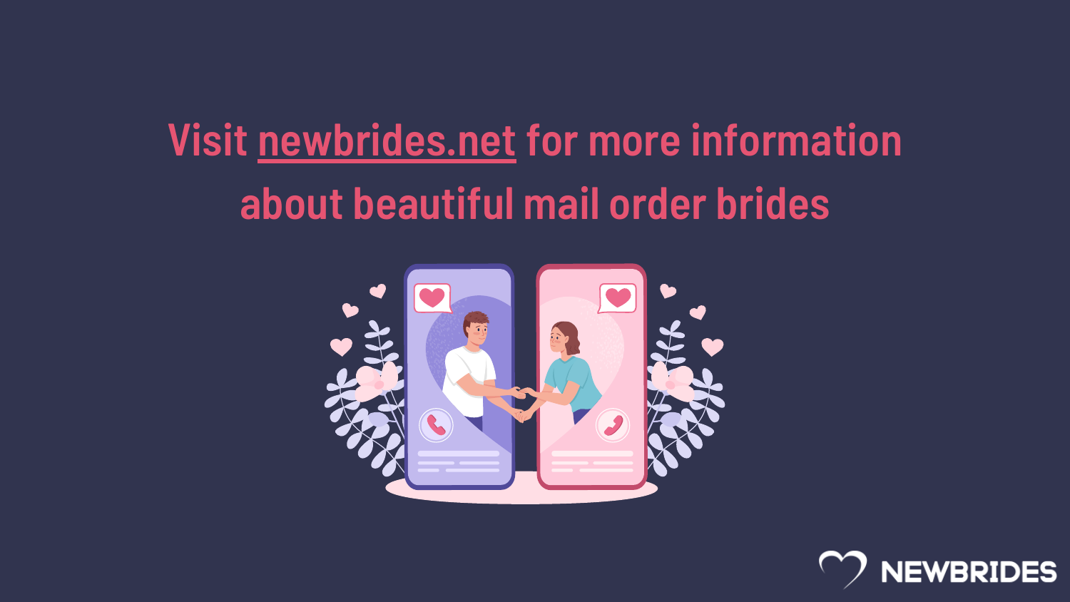Visit newbrides.net for more information about beautiful mail order brides

NEWBRIDES